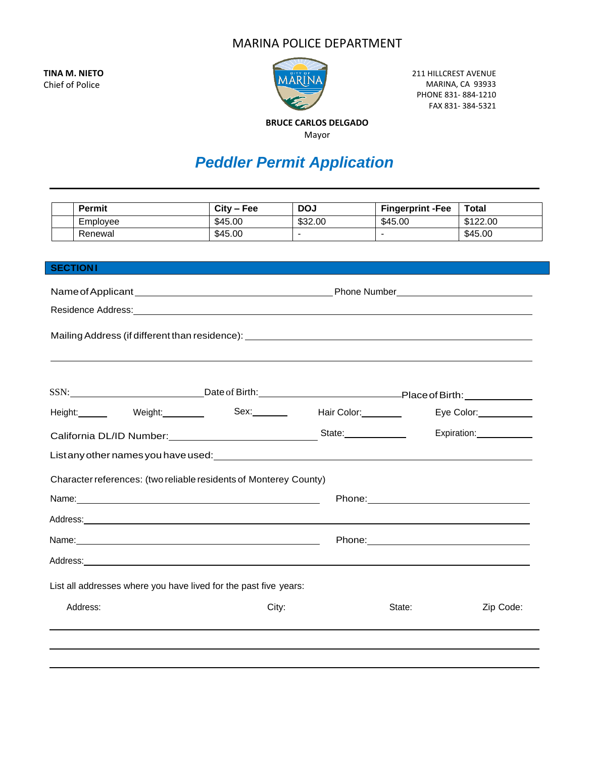# MARINA POLICE DEPARTMENT

**TINA M. NIETO**
Chief of Police

211 HILLCREST AVENUE
MARINA, CA 93933
PHONE 831- 884-1210
FAX 831- 384-5321

**BRUCE CARLOS DELGADO**
Mayor

## *Peddler Permit Application*

| | Permit | City – Fee | DOJ | Fingerprint -Fee | Total |
|---|---|---|---|---|---|
| | Employee | $45.00 | $32.00 | $45.00 | $122.00 |
| | Renewal | $45.00 | - | - | $45.00 |

## SECTION I

Name of Applicant ______________________________ Phone Number ______________________

Residence Address: ______________________________________________________________

Mailing Address (if different than residence): ___________________________________________

_____________________________________________________________________________

SSN: ____________________ Date of Birth: ____________________ Place of Birth: __________

Height: ______ Weight: ________ Sex: _______ Hair Color: ________ Eye Color: __________

California DL/ID Number: ________________________ State: ___________ Expiration: __________

List any other names you have used: ________________________________________________

Character references: (two reliable residents of Monterey County)

Name: ____________________________________ Phone: ______________________________

Address: ____________________________________________________________________

Name: ____________________________________ Phone: ______________________________

Address: ____________________________________________________________________

List all addresses where you have lived for the past five years:

| Address: | City: | State: | Zip Code: |
|---|---|---|---|
| | | | |
| | | | |
| | | | |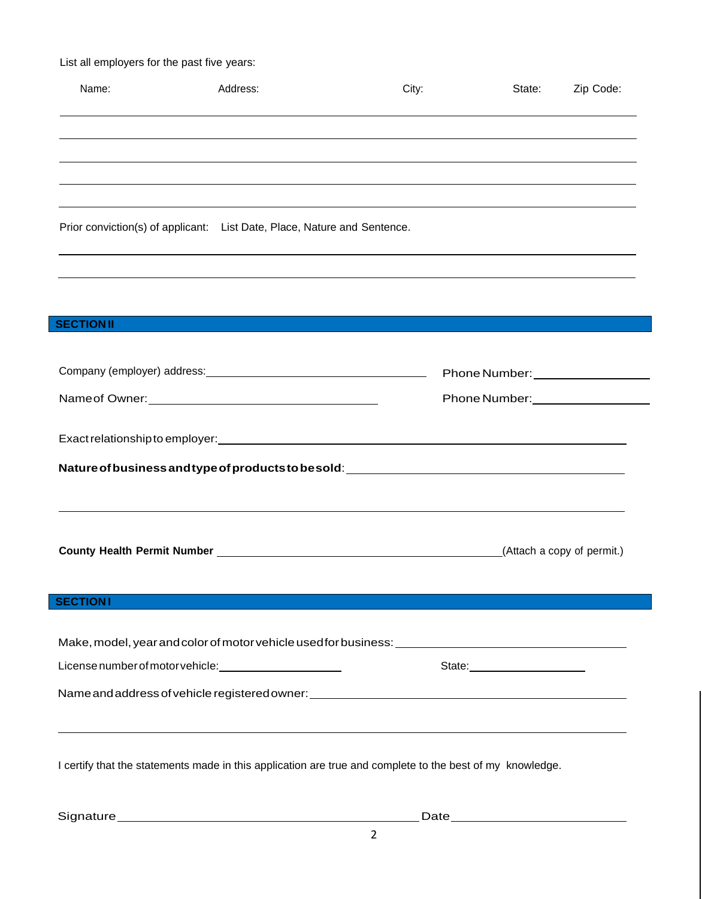List all employers for the past five years:

| Name: | Address: | City: | State: | Zip Code: |
| --- | --- | --- | --- | --- |
| | | | | |
| | | | | |
| | | | | |
| | | | | |
| | | | | |

Prior conviction(s) of applicant: List Date, Place, Nature and Sentence.

\_\_\_\_\_\_\_\_\_\_\_\_\_\_\_\_\_\_\_\_\_\_\_\_\_\_\_\_\_\_\_\_\_\_\_\_\_\_\_\_\_\_\_\_\_\_\_\_\_\_\_\_\_\_\_\_\_\_\_\_\_\_

\_\_\_\_\_\_\_\_\_\_\_\_\_\_\_\_\_\_\_\_\_\_\_\_\_\_\_\_\_\_\_\_\_\_\_\_\_\_\_\_\_\_\_\_\_\_\_\_\_\_\_\_\_\_\_\_\_\_\_\_\_\_

## SECTION II

Company (employer) address:\_\_\_\_\_\_\_\_\_\_\_\_\_\_\_\_\_\_\_\_\_\_\_\_\_\_\_\_\_\_ Phone Number:\_\_\_\_\_\_\_\_\_\_\_\_\_\_\_\_

Name of Owner:\_\_\_\_\_\_\_\_\_\_\_\_\_\_\_\_\_\_\_\_\_\_\_\_\_\_\_\_\_\_ Phone Number:\_\_\_\_\_\_\_\_\_\_\_\_\_\_\_\_

Exact relationship to employer:\_\_\_\_\_\_\_\_\_\_\_\_\_\_\_\_\_\_\_\_\_\_\_\_\_\_\_\_\_\_\_\_\_\_\_\_\_\_\_\_\_\_\_\_\_\_

**Nature of business and type of products to be sold**:\_\_\_\_\_\_\_\_\_\_\_\_\_\_\_\_\_\_\_\_\_\_\_\_\_\_\_\_\_\_\_\_\_\_

\_\_\_\_\_\_\_\_\_\_\_\_\_\_\_\_\_\_\_\_\_\_\_\_\_\_\_\_\_\_\_\_\_\_\_\_\_\_\_\_\_\_\_\_\_\_\_\_\_\_\_\_\_\_\_\_\_\_\_\_\_\_

**County Health Permit Number** \_\_\_\_\_\_\_\_\_\_\_\_\_\_\_\_\_\_\_\_\_\_\_\_\_\_\_\_\_\_\_\_\_\_\_\_\_\_(Attach a copy of permit.)

## SECTION I

Make, model, year and color of motor vehicle used for business: \_\_\_\_\_\_\_\_\_\_\_\_\_\_\_\_\_\_\_\_\_\_\_\_\_\_\_\_

License number of motor vehicle:\_\_\_\_\_\_\_\_\_\_\_\_\_\_\_\_\_\_ State:\_\_\_\_\_\_\_\_\_\_\_\_\_\_\_\_\_\_

Name and address of vehicle registered owner:\_\_\_\_\_\_\_\_\_\_\_\_\_\_\_\_\_\_\_\_\_\_\_\_\_\_\_\_\_\_\_\_\_\_\_\_\_\_

\_\_\_\_\_\_\_\_\_\_\_\_\_\_\_\_\_\_\_\_\_\_\_\_\_\_\_\_\_\_\_\_\_\_\_\_\_\_\_\_\_\_\_\_\_\_\_\_\_\_\_\_\_\_\_\_\_\_\_\_\_\_

I certify that the statements made in this application are true and complete to the best of my knowledge.

Signature\_\_\_\_\_\_\_\_\_\_\_\_\_\_\_\_\_\_\_\_\_\_\_\_\_\_\_\_\_\_\_\_\_\_\_\_\_\_\_\_\_\_\_\_ Date\_\_\_\_\_\_\_\_\_\_\_\_\_\_\_\_\_\_\_\_\_\_\_\_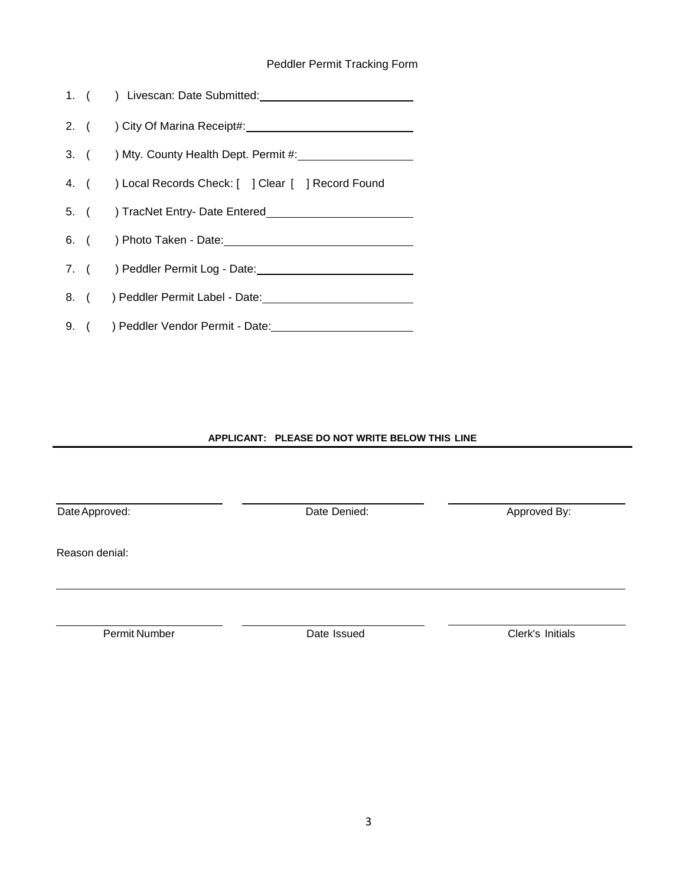Peddler Permit Tracking Form

1. (     ) Livescan: Date Submitted: ______________________
2. (     ) City Of Marina Receipt#: ______________________
3. (     ) Mty. County Health Dept. Permit #: ______________________
4. (     ) Local Records Check: [   ] Clear [   ] Record Found
5. (     ) TracNet Entry- Date Entered ______________________
6. (     ) Photo Taken - Date: ______________________
7. (     ) Peddler Permit Log - Date: ______________________
8. (     ) Peddler Permit Label - Date: ______________________
9. (     ) Peddler Vendor Permit - Date: ______________________

**APPLICANT: PLEASE DO NOT WRITE BELOW THIS LINE**

---

| | | |
|---|---|---|
| Date Approved: | Date Denied: | Approved By: |

Reason denial:

______________________________________________________________________

| | | |
|---|---|---|
| Permit Number | Date Issued | Clerk's Initials |